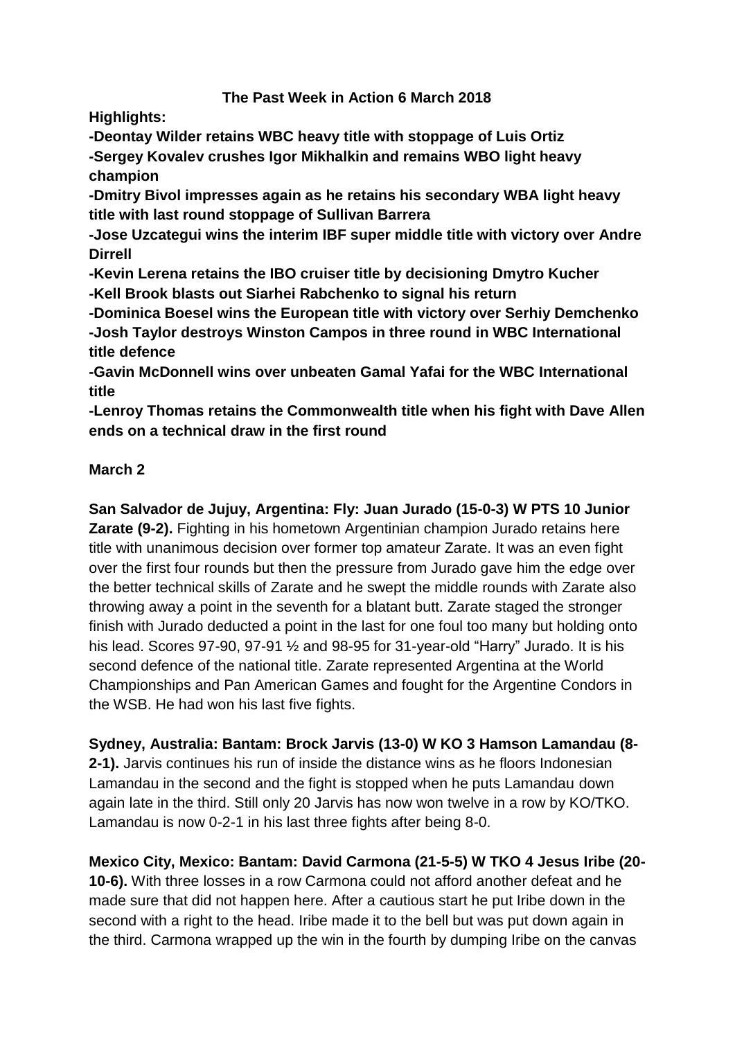**The Past Week in Action 6 March 2018**

**Highlights:**

**-Deontay Wilder retains WBC heavy title with stoppage of Luis Ortiz**

**-Sergey Kovalev crushes Igor Mikhalkin and remains WBO light heavy champion**

**-Dmitry Bivol impresses again as he retains his secondary WBA light heavy title with last round stoppage of Sullivan Barrera**

**-Jose Uzcategui wins the interim IBF super middle title with victory over Andre Dirrell**

**-Kevin Lerena retains the IBO cruiser title by decisioning Dmytro Kucher**

**-Kell Brook blasts out Siarhei Rabchenko to signal his return**

**-Dominica Boesel wins the European title with victory over Serhiy Demchenko**

**-Josh Taylor destroys Winston Campos in three round in WBC International title defence**

**-Gavin McDonnell wins over unbeaten Gamal Yafai for the WBC International title**

**-Lenroy Thomas retains the Commonwealth title when his fight with Dave Allen ends on a technical draw in the first round**

**March 2**

**San Salvador de Jujuy, Argentina: Fly: Juan Jurado (15-0-3) W PTS 10 Junior Zarate (9-2).** Fighting in his hometown Argentinian champion Jurado retains here title with unanimous decision over former top amateur Zarate. It was an even fight over the first four rounds but then the pressure from Jurado gave him the edge over the better technical skills of Zarate and he swept the middle rounds with Zarate also throwing away a point in the seventh for a blatant butt. Zarate staged the stronger finish with Jurado deducted a point in the last for one foul too many but holding onto his lead. Scores 97-90, 97-91 ½ and 98-95 for 31-year-old "Harry" Jurado. It is his second defence of the national title. Zarate represented Argentina at the World Championships and Pan American Games and fought for the Argentine Condors in the WSB. He had won his last five fights.

**Sydney, Australia: Bantam: Brock Jarvis (13-0) W KO 3 Hamson Lamandau (8-2-1).** Jarvis continues his run of inside the distance wins as he floors Indonesian Lamandau in the second and the fight is stopped when he puts Lamandau down again late in the third. Still only 20 Jarvis has now won twelve in a row by KO/TKO. Lamandau is now 0-2-1 in his last three fights after being 8-0.

**Mexico City, Mexico: Bantam: David Carmona (21-5-5) W TKO 4 Jesus Iribe (20-10-6).** With three losses in a row Carmona could not afford another defeat and he made sure that did not happen here. After a cautious start he put Iribe down in the second with a right to the head. Iribe made it to the bell but was put down again in the third. Carmona wrapped up the win in the fourth by dumping Iribe on the canvas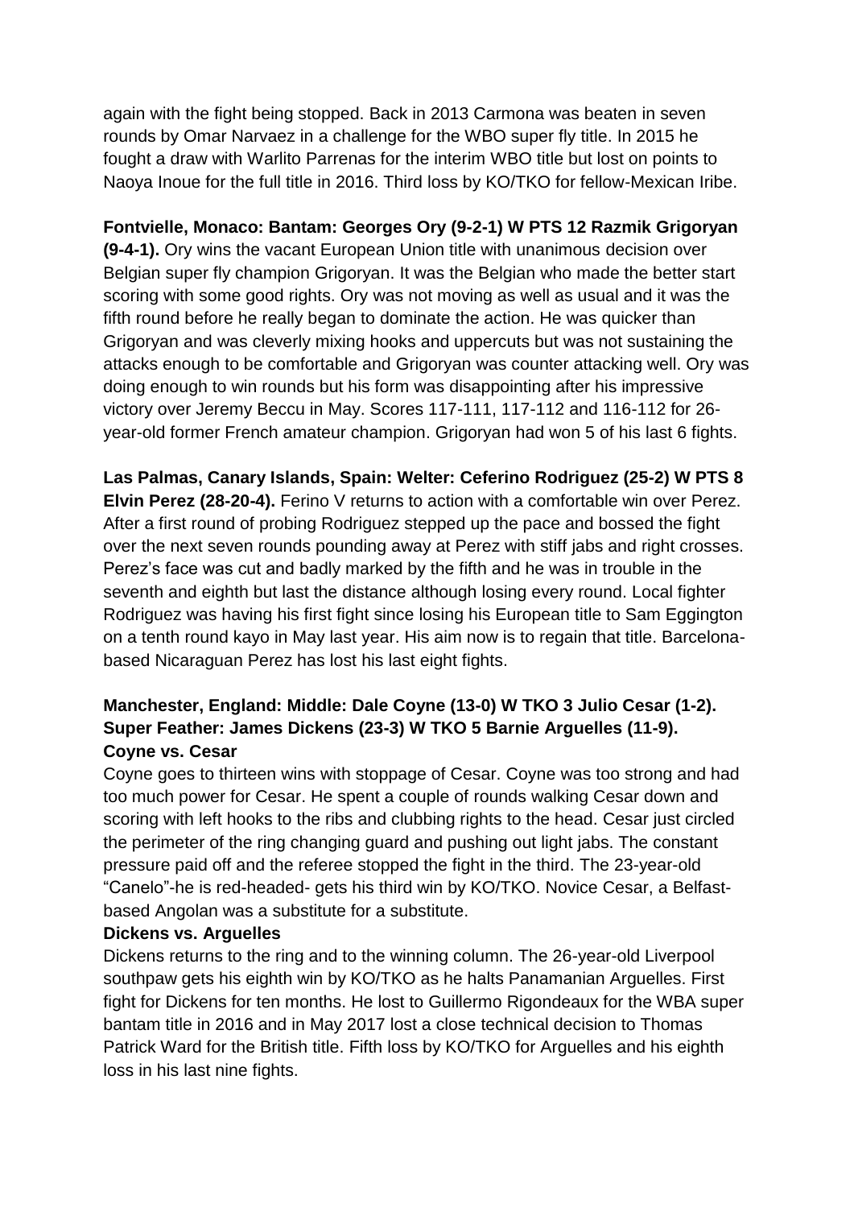again with the fight being stopped. Back in 2013 Carmona was beaten in seven rounds by Omar Narvaez in a challenge for the WBO super fly title. In 2015 he fought a draw with Warlito Parrenas for the interim WBO title but lost on points to Naoya Inoue for the full title in 2016. Third loss by KO/TKO for fellow-Mexican Iribe.

**Fontvielle, Monaco: Bantam: Georges Ory (9-2-1) W PTS 12 Razmik Grigoryan (9-4-1).** Ory wins the vacant European Union title with unanimous decision over Belgian super fly champion Grigoryan. It was the Belgian who made the better start scoring with some good rights. Ory was not moving as well as usual and it was the fifth round before he really began to dominate the action. He was quicker than Grigoryan and was cleverly mixing hooks and uppercuts but was not sustaining the attacks enough to be comfortable and Grigoryan was counter attacking well. Ory was doing enough to win rounds but his form was disappointing after his impressive victory over Jeremy Beccu in May. Scores 117-111, 117-112 and 116-112 for 26-year-old former French amateur champion. Grigoryan had won 5 of his last 6 fights.

**Las Palmas, Canary Islands, Spain: Welter: Ceferino Rodriguez (25-2) W PTS 8 Elvin Perez (28-20-4).** Ferino V returns to action with a comfortable win over Perez. After a first round of probing Rodriguez stepped up the pace and bossed the fight over the next seven rounds pounding away at Perez with stiff jabs and right crosses. Perez's face was cut and badly marked by the fifth and he was in trouble in the seventh and eighth but last the distance although losing every round. Local fighter Rodriguez was having his first fight since losing his European title to Sam Eggington on a tenth round kayo in May last year. His aim now is to regain that title. Barcelona-based Nicaraguan Perez has lost his last eight fights.

**Manchester, England: Middle: Dale Coyne (13-0) W TKO 3 Julio Cesar (1-2). Super Feather: James Dickens (23-3) W TKO 5 Barnie Arguelles (11-9).**

**Coyne vs. Cesar**

Coyne goes to thirteen wins with stoppage of Cesar. Coyne was too strong and had too much power for Cesar. He spent a couple of rounds walking Cesar down and scoring with left hooks to the ribs and clubbing rights to the head. Cesar just circled the perimeter of the ring changing guard and pushing out light jabs. The constant pressure paid off and the referee stopped the fight in the third. The 23-year-old "Canelo"-he is red-headed- gets his third win by KO/TKO. Novice Cesar, a Belfast-based Angolan was a substitute for a substitute.

**Dickens vs. Arguelles**

Dickens returns to the ring and to the winning column. The 26-year-old Liverpool southpaw gets his eighth win by KO/TKO as he halts Panamanian Arguelles. First fight for Dickens for ten months. He lost to Guillermo Rigondeaux for the WBA super bantam title in 2016 and in May 2017 lost a close technical decision to Thomas Patrick Ward for the British title. Fifth loss by KO/TKO for Arguelles and his eighth loss in his last nine fights.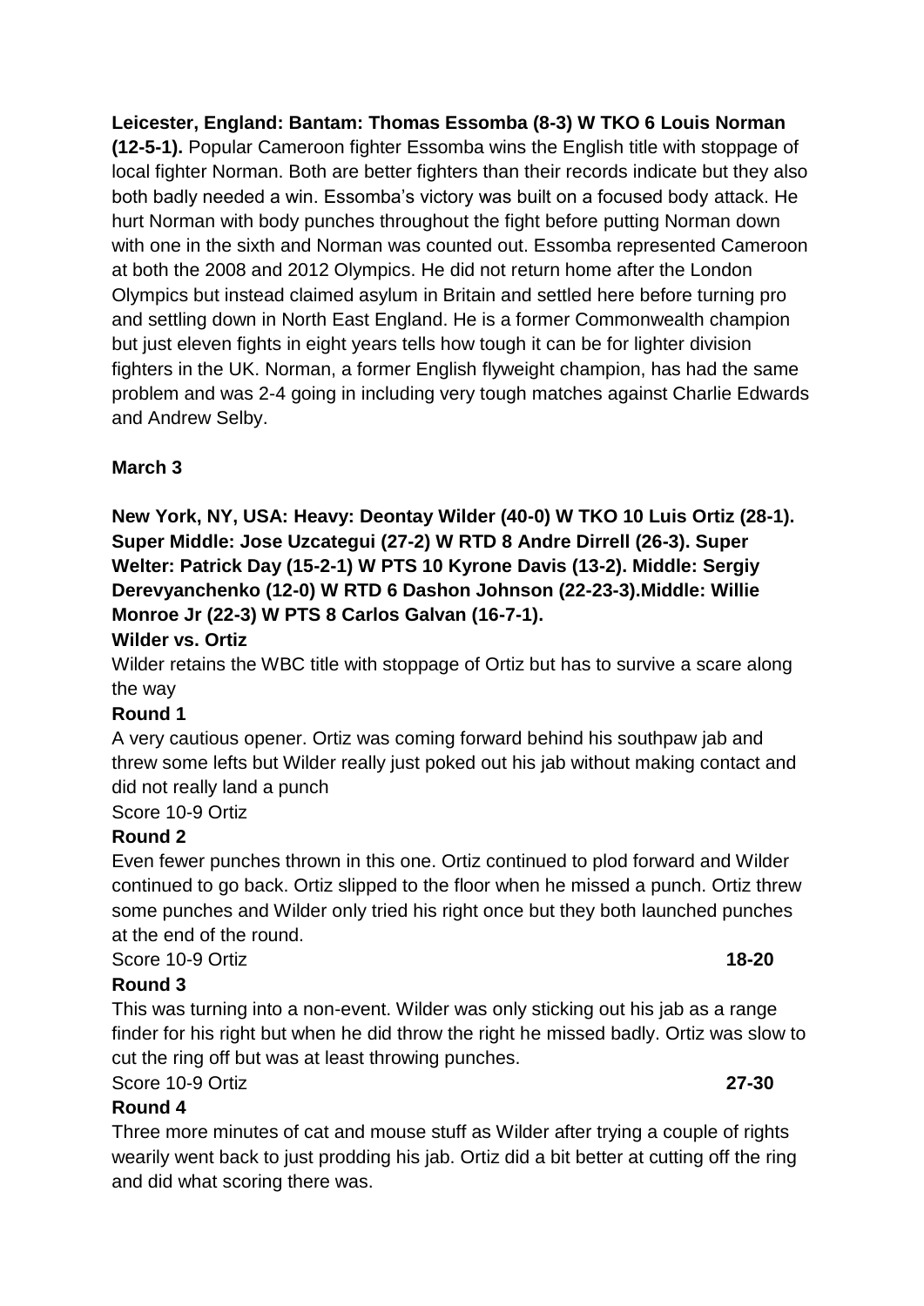**Leicester, England: Bantam: Thomas Essomba (8-3) W TKO 6 Louis Norman (12-5-1).** Popular Cameroon fighter Essomba wins the English title with stoppage of local fighter Norman. Both are better fighters than their records indicate but they also both badly needed a win. Essomba's victory was built on a focused body attack. He hurt Norman with body punches throughout the fight before putting Norman down with one in the sixth and Norman was counted out. Essomba represented Cameroon at both the 2008 and 2012 Olympics. He did not return home after the London Olympics but instead claimed asylum in Britain and settled here before turning pro and settling down in North East England. He is a former Commonwealth champion but just eleven fights in eight years tells how tough it can be for lighter division fighters in the UK. Norman, a former English flyweight champion, has had the same problem and was 2-4 going in including very tough matches against Charlie Edwards and Andrew Selby.

**March 3**

**New York, NY, USA: Heavy: Deontay Wilder (40-0) W TKO 10 Luis Ortiz (28-1). Super Middle: Jose Uzcategui (27-2) W RTD 8 Andre Dirrell (26-3). Super Welter: Patrick Day (15-2-1) W PTS 10 Kyrone Davis (13-2). Middle: Sergiy Derevyanchenko (12-0) W RTD 6 Dashon Johnson (22-23-3).Middle: Willie Monroe Jr (22-3) W PTS 8 Carlos Galvan (16-7-1).**

**Wilder vs. Ortiz**

Wilder retains the WBC title with stoppage of Ortiz but has to survive a scare along the way

**Round 1**

A very cautious opener. Ortiz was coming forward behind his southpaw jab and threw some lefts but Wilder really just poked out his jab without making contact and did not really land a punch

Score 10-9 Ortiz

**Round 2**

Even fewer punches thrown in this one. Ortiz continued to plod forward and Wilder continued to go back. Ortiz slipped to the floor when he missed a punch. Ortiz threw some punches and Wilder only tried his right once but they both launched punches at the end of the round.

Score 10-9 Ortiz **18-20**

**Round 3**

This was turning into a non-event. Wilder was only sticking out his jab as a range finder for his right but when he did throw the right he missed badly. Ortiz was slow to cut the ring off but was at least throwing punches.

Score 10-9 Ortiz **27-30**

**Round 4**

Three more minutes of cat and mouse stuff as Wilder after trying a couple of rights wearily went back to just prodding his jab. Ortiz did a bit better at cutting off the ring and did what scoring there was.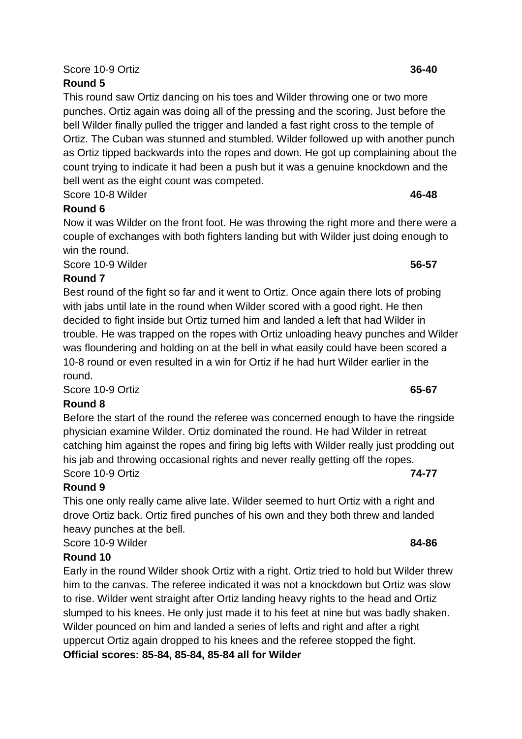Score 10-9 Ortiz **36-40**

**Round 5**

This round saw Ortiz dancing on his toes and Wilder throwing one or two more punches. Ortiz again was doing all of the pressing and the scoring. Just before the bell Wilder finally pulled the trigger and landed a fast right cross to the temple of Ortiz. The Cuban was stunned and stumbled. Wilder followed up with another punch as Ortiz tipped backwards into the ropes and down. He got up complaining about the count trying to indicate it had been a push but it was a genuine knockdown and the bell went as the eight count was competed.

Score 10-8 Wilder **46-48**

**Round 6**

Now it was Wilder on the front foot. He was throwing the right more and there were a couple of exchanges with both fighters landing but with Wilder just doing enough to win the round.

Score 10-9 Wilder **56-57**

**Round 7**

Best round of the fight so far and it went to Ortiz. Once again there lots of probing with jabs until late in the round when Wilder scored with a good right. He then decided to fight inside but Ortiz turned him and landed a left that had Wilder in trouble. He was trapped on the ropes with Ortiz unloading heavy punches and Wilder was floundering and holding on at the bell in what easily could have been scored a 10-8 round or even resulted in a win for Ortiz if he had hurt Wilder earlier in the round.

Score 10-9 Ortiz **65-67**

**Round 8**

Before the start of the round the referee was concerned enough to have the ringside physician examine Wilder. Ortiz dominated the round. He had Wilder in retreat catching him against the ropes and firing big lefts with Wilder really just prodding out his jab and throwing occasional rights and never really getting off the ropes.

Score 10-9 Ortiz **74-77**

**Round 9**

This one only really came alive late. Wilder seemed to hurt Ortiz with a right and drove Ortiz back. Ortiz fired punches of his own and they both threw and landed heavy punches at the bell.

Score 10-9 Wilder **84-86**

**Round 10**

Early in the round Wilder shook Ortiz with a right. Ortiz tried to hold but Wilder threw him to the canvas. The referee indicated it was not a knockdown but Ortiz was slow to rise. Wilder went straight after Ortiz landing heavy rights to the head and Ortiz slumped to his knees. He only just made it to his feet at nine but was badly shaken. Wilder pounced on him and landed a series of lefts and right and after a right uppercut Ortiz again dropped to his knees and the referee stopped the fight.

**Official scores: 85-84, 85-84, 85-84 all for Wilder**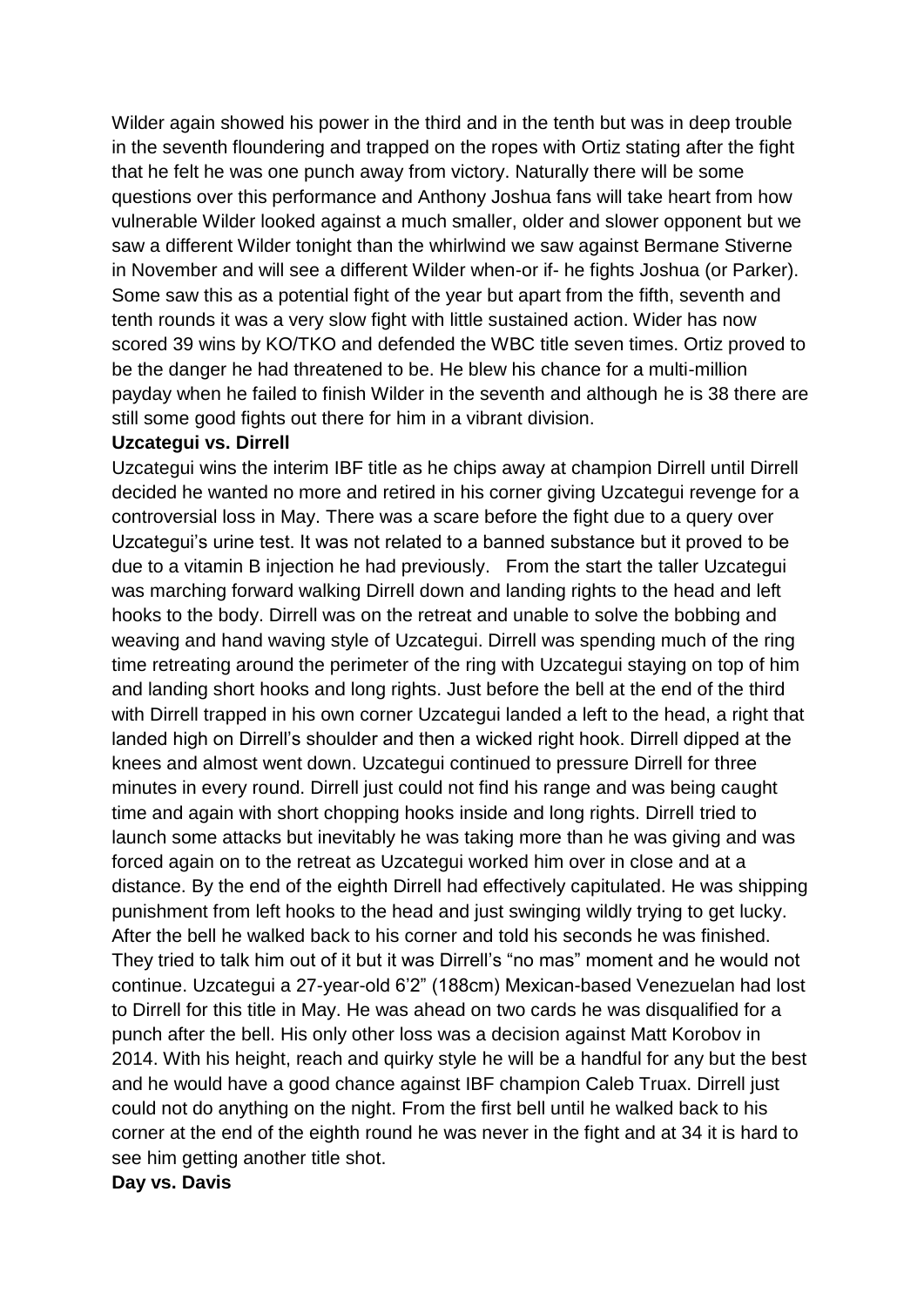Wilder again showed his power in the third and in the tenth but was in deep trouble in the seventh floundering and trapped on the ropes with Ortiz stating after the fight that he felt he was one punch away from victory. Naturally there will be some questions over this performance and Anthony Joshua fans will take heart from how vulnerable Wilder looked against a much smaller, older and slower opponent but we saw a different Wilder tonight than the whirlwind we saw against Bermane Stiverne in November and will see a different Wilder when-or if- he fights Joshua (or Parker). Some saw this as a potential fight of the year but apart from the fifth, seventh and tenth rounds it was a very slow fight with little sustained action. Wider has now scored 39 wins by KO/TKO and defended the WBC title seven times. Ortiz proved to be the danger he had threatened to be. He blew his chance for a multi-million payday when he failed to finish Wilder in the seventh and although he is 38 there are still some good fights out there for him in a vibrant division.

**Uzcategui vs. Dirrell**

Uzcategui wins the interim IBF title as he chips away at champion Dirrell until Dirrell decided he wanted no more and retired in his corner giving Uzcategui revenge for a controversial loss in May. There was a scare before the fight due to a query over Uzcategui's urine test. It was not related to a banned substance but it proved to be due to a vitamin B injection he had previously. From the start the taller Uzcategui was marching forward walking Dirrell down and landing rights to the head and left hooks to the body. Dirrell was on the retreat and unable to solve the bobbing and weaving and hand waving style of Uzcategui. Dirrell was spending much of the ring time retreating around the perimeter of the ring with Uzcategui staying on top of him and landing short hooks and long rights. Just before the bell at the end of the third with Dirrell trapped in his own corner Uzcategui landed a left to the head, a right that landed high on Dirrell's shoulder and then a wicked right hook. Dirrell dipped at the knees and almost went down. Uzcategui continued to pressure Dirrell for three minutes in every round. Dirrell just could not find his range and was being caught time and again with short chopping hooks inside and long rights. Dirrell tried to launch some attacks but inevitably he was taking more than he was giving and was forced again on to the retreat as Uzcategui worked him over in close and at a distance. By the end of the eighth Dirrell had effectively capitulated. He was shipping punishment from left hooks to the head and just swinging wildly trying to get lucky. After the bell he walked back to his corner and told his seconds he was finished. They tried to talk him out of it but it was Dirrell's "no mas" moment and he would not continue. Uzcategui a 27-year-old 6'2" (188cm) Mexican-based Venezuelan had lost to Dirrell for this title in May. He was ahead on two cards he was disqualified for a punch after the bell. His only other loss was a decision against Matt Korobov in 2014. With his height, reach and quirky style he will be a handful for any but the best and he would have a good chance against IBF champion Caleb Truax. Dirrell just could not do anything on the night. From the first bell until he walked back to his corner at the end of the eighth round he was never in the fight and at 34 it is hard to see him getting another title shot.

**Day vs. Davis**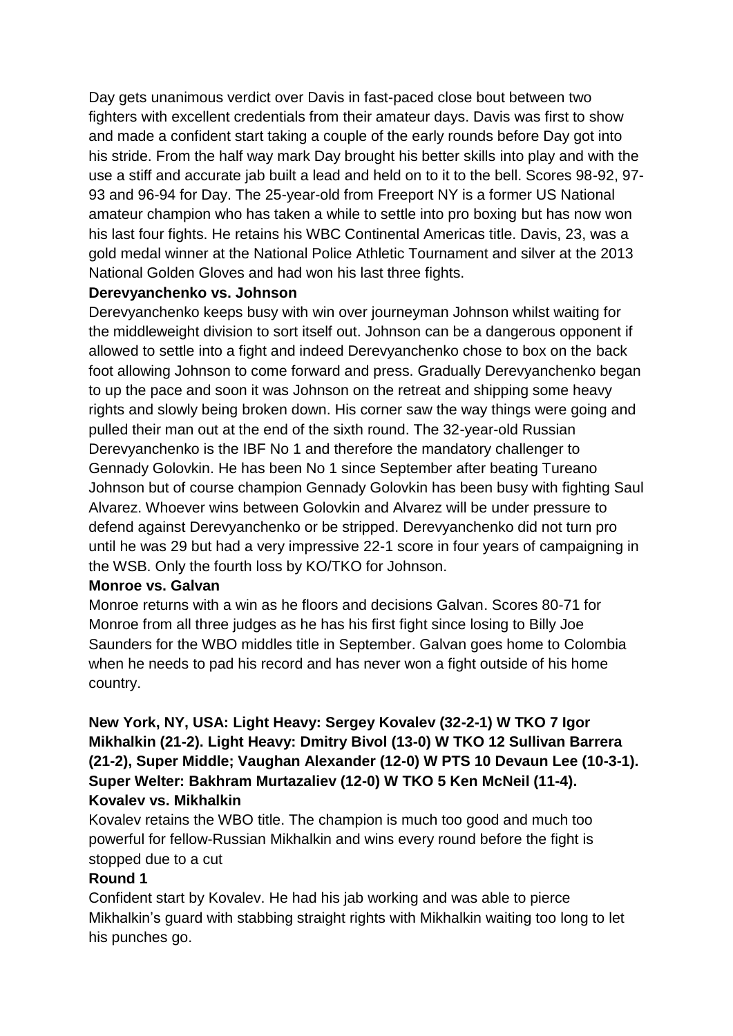Day gets unanimous verdict over Davis in fast-paced close bout between two fighters with excellent credentials from their amateur days. Davis was first to show and made a confident start taking a couple of the early rounds before Day got into his stride. From the half way mark Day brought his better skills into play and with the use a stiff and accurate jab built a lead and held on to it to the bell. Scores 98-92, 97-93 and 96-94 for Day. The 25-year-old from Freeport NY is a former US National amateur champion who has taken a while to settle into pro boxing but has now won his last four fights. He retains his WBC Continental Americas title. Davis, 23, was a gold medal winner at the National Police Athletic Tournament and silver at the 2013 National Golden Gloves and had won his last three fights.

**Derevyanchenko vs. Johnson**

Derevyanchenko keeps busy with win over journeyman Johnson whilst waiting for the middleweight division to sort itself out. Johnson can be a dangerous opponent if allowed to settle into a fight and indeed Derevyanchenko chose to box on the back foot allowing Johnson to come forward and press. Gradually Derevyanchenko began to up the pace and soon it was Johnson on the retreat and shipping some heavy rights and slowly being broken down. His corner saw the way things were going and pulled their man out at the end of the sixth round. The 32-year-old Russian Derevyanchenko is the IBF No 1 and therefore the mandatory challenger to Gennady Golovkin. He has been No 1 since September after beating Tureano Johnson but of course champion Gennady Golovkin has been busy with fighting Saul Alvarez. Whoever wins between Golovkin and Alvarez will be under pressure to defend against Derevyanchenko or be stripped. Derevyanchenko did not turn pro until he was 29 but had a very impressive 22-1 score in four years of campaigning in the WSB. Only the fourth loss by KO/TKO for Johnson.

**Monroe vs. Galvan**

Monroe returns with a win as he floors and decisions Galvan. Scores 80-71 for Monroe from all three judges as he has his first fight since losing to Billy Joe Saunders for the WBO middles title in September. Galvan goes home to Colombia when he needs to pad his record and has never won a fight outside of his home country.

**New York, NY, USA: Light Heavy: Sergey Kovalev (32-2-1) W TKO 7 Igor Mikhalkin (21-2). Light Heavy: Dmitry Bivol (13-0) W TKO 12 Sullivan Barrera (21-2), Super Middle; Vaughan Alexander (12-0) W PTS 10 Devaun Lee (10-3-1). Super Welter: Bakhram Murtazaliev (12-0) W TKO 5 Ken McNeil (11-4).**

**Kovalev vs. Mikhalkin**

Kovalev retains the WBO title. The champion is much too good and much too powerful for fellow-Russian Mikhalkin and wins every round before the fight is stopped due to a cut

**Round 1**

Confident start by Kovalev. He had his jab working and was able to pierce Mikhalkin's guard with stabbing straight rights with Mikhalkin waiting too long to let his punches go.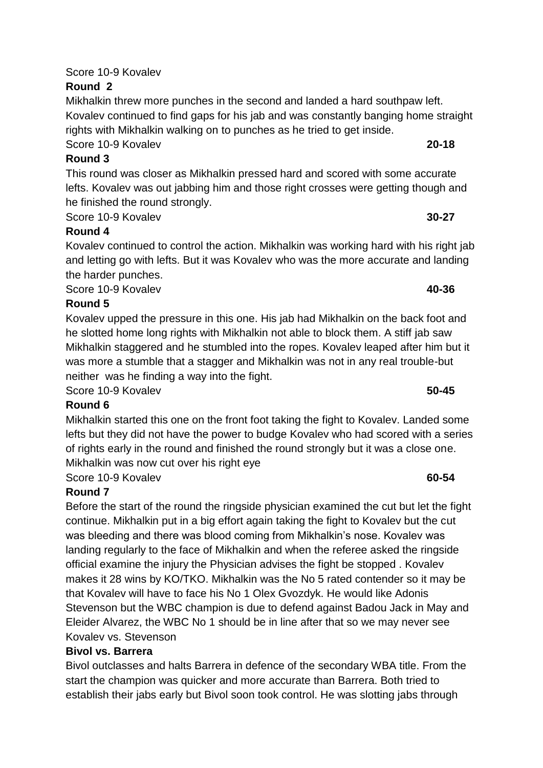Score 10-9 Kovalev

**Round 2**

Mikhalkin threw more punches in the second and landed a hard southpaw left. Kovalev continued to find gaps for his jab and was constantly banging home straight rights with Mikhalkin walking on to punches as he tried to get inside.

Score 10-9 Kovalev **20-18**

**Round 3**

This round was closer as Mikhalkin pressed hard and scored with some accurate lefts. Kovalev was out jabbing him and those right crosses were getting though and he finished the round strongly.

Score 10-9 Kovalev **30-27**

**Round 4**

Kovalev continued to control the action. Mikhalkin was working hard with his right jab and letting go with lefts. But it was Kovalev who was the more accurate and landing the harder punches.

Score 10-9 Kovalev **40-36**

**Round 5**

Kovalev upped the pressure in this one. His jab had Mikhalkin on the back foot and he slotted home long rights with Mikhalkin not able to block them. A stiff jab saw Mikhalkin staggered and he stumbled into the ropes. Kovalev leaped after him but it was more a stumble that a stagger and Mikhalkin was not in any real trouble-but neither was he finding a way into the fight.

Score 10-9 Kovalev **50-45**

**Round 6**

Mikhalkin started this one on the front foot taking the fight to Kovalev. Landed some lefts but they did not have the power to budge Kovalev who had scored with a series of rights early in the round and finished the round strongly but it was a close one. Mikhalkin was now cut over his right eye

Score 10-9 Kovalev **60-54**

**Round 7**

Before the start of the round the ringside physician examined the cut but let the fight continue. Mikhalkin put in a big effort again taking the fight to Kovalev but the cut was bleeding and there was blood coming from Mikhalkin's nose. Kovalev was landing regularly to the face of Mikhalkin and when the referee asked the ringside official examine the injury the Physician advises the fight be stopped . Kovalev makes it 28 wins by KO/TKO. Mikhalkin was the No 5 rated contender so it may be that Kovalev will have to face his No 1 Olex Gvozdyk. He would like Adonis Stevenson but the WBC champion is due to defend against Badou Jack in May and Eleider Alvarez, the WBC No 1 should be in line after that so we may never see Kovalev vs. Stevenson

**Bivol vs. Barrera**

Bivol outclasses and halts Barrera in defence of the secondary WBA title. From the start the champion was quicker and more accurate than Barrera. Both tried to establish their jabs early but Bivol soon took control. He was slotting jabs through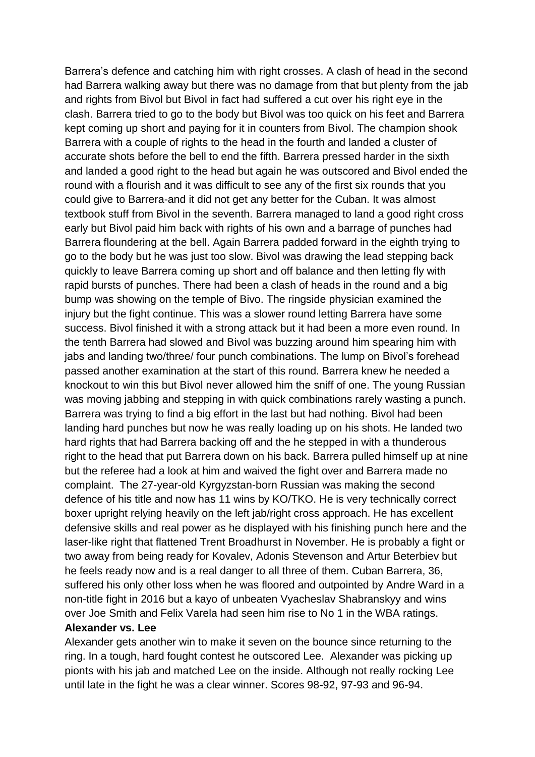Barrera's defence and catching him with right crosses. A clash of head in the second had Barrera walking away but there was no damage from that but plenty from the jab and rights from Bivol but Bivol in fact had suffered a cut over his right eye in the clash. Barrera tried to go to the body but Bivol was too quick on his feet and Barrera kept coming up short and paying for it in counters from Bivol. The champion shook Barrera with a couple of rights to the head in the fourth and landed a cluster of accurate shots before the bell to end the fifth. Barrera pressed harder in the sixth and landed a good right to the head but again he was outscored and Bivol ended the round with a flourish and it was difficult to see any of the first six rounds that you could give to Barrera-and it did not get any better for the Cuban. It was almost textbook stuff from Bivol in the seventh. Barrera managed to land a good right cross early but Bivol paid him back with rights of his own and a barrage of punches had Barrera floundering at the bell. Again Barrera padded forward in the eighth trying to go to the body but he was just too slow. Bivol was drawing the lead stepping back quickly to leave Barrera coming up short and off balance and then letting fly with rapid bursts of punches. There had been a clash of heads in the round and a big bump was showing on the temple of Bivo. The ringside physician examined the injury but the fight continue. This was a slower round letting Barrera have some success. Bivol finished it with a strong attack but it had been a more even round. In the tenth Barrera had slowed and Bivol was buzzing around him spearing him with jabs and landing two/three/ four punch combinations. The lump on Bivol's forehead passed another examination at the start of this round. Barrera knew he needed a knockout to win this but Bivol never allowed him the sniff of one. The young Russian was moving jabbing and stepping in with quick combinations rarely wasting a punch. Barrera was trying to find a big effort in the last but had nothing. Bivol had been landing hard punches but now he was really loading up on his shots. He landed two hard rights that had Barrera backing off and the he stepped in with a thunderous right to the head that put Barrera down on his back. Barrera pulled himself up at nine but the referee had a look at him and waived the fight over and Barrera made no complaint. The 27-year-old Kyrgyzstan-born Russian was making the second defence of his title and now has 11 wins by KO/TKO. He is very technically correct boxer upright relying heavily on the left jab/right cross approach. He has excellent defensive skills and real power as he displayed with his finishing punch here and the laser-like right that flattened Trent Broadhurst in November. He is probably a fight or two away from being ready for Kovalev, Adonis Stevenson and Artur Beterbiev but he feels ready now and is a real danger to all three of them. Cuban Barrera, 36, suffered his only other loss when he was floored and outpointed by Andre Ward in a non-title fight in 2016 but a kayo of unbeaten Vyacheslav Shabranskyy and wins over Joe Smith and Felix Varela had seen him rise to No 1 in the WBA ratings.

**Alexander vs. Lee**

Alexander gets another win to make it seven on the bounce since returning to the ring. In a tough, hard fought contest he outscored Lee. Alexander was picking up pionts with his jab and matched Lee on the inside. Although not really rocking Lee until late in the fight he was a clear winner. Scores 98-92, 97-93 and 96-94.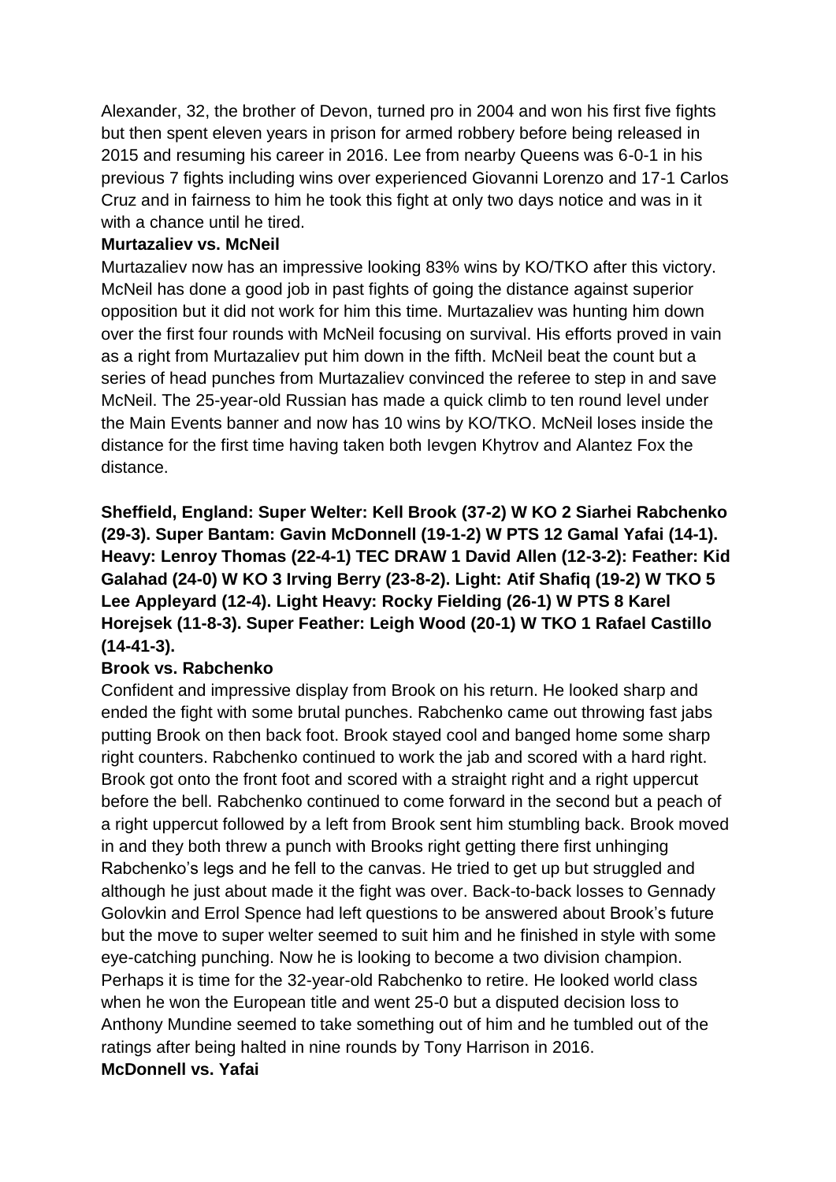Alexander, 32, the brother of Devon, turned pro in 2004 and won his first five fights but then spent eleven years in prison for armed robbery before being released in 2015 and resuming his career in 2016. Lee from nearby Queens was 6-0-1 in his previous 7 fights including wins over experienced Giovanni Lorenzo and 17-1 Carlos Cruz and in fairness to him he took this fight at only two days notice and was in it with a chance until he tired.

**Murtazaliev vs. McNeil**

Murtazaliev now has an impressive looking 83% wins by KO/TKO after this victory. McNeil has done a good job in past fights of going the distance against superior opposition but it did not work for him this time. Murtazaliev was hunting him down over the first four rounds with McNeil focusing on survival. His efforts proved in vain as a right from Murtazaliev put him down in the fifth. McNeil beat the count but a series of head punches from Murtazaliev convinced the referee to step in and save McNeil. The 25-year-old Russian has made a quick climb to ten round level under the Main Events banner and now has 10 wins by KO/TKO. McNeil loses inside the distance for the first time having taken both Ievgen Khytrov and Alantez Fox the distance.

**Sheffield, England: Super Welter: Kell Brook (37-2) W KO 2 Siarhei Rabchenko (29-3). Super Bantam: Gavin McDonnell (19-1-2) W PTS 12 Gamal Yafai (14-1). Heavy: Lenroy Thomas (22-4-1) TEC DRAW 1 David Allen (12-3-2): Feather: Kid Galahad (24-0) W KO 3 Irving Berry (23-8-2). Light: Atif Shafiq (19-2) W TKO 5 Lee Appleyard (12-4). Light Heavy: Rocky Fielding (26-1) W PTS 8 Karel Horejsek (11-8-3). Super Feather: Leigh Wood (20-1) W TKO 1 Rafael Castillo (14-41-3).**

**Brook vs. Rabchenko**

Confident and impressive display from Brook on his return. He looked sharp and ended the fight with some brutal punches. Rabchenko came out throwing fast jabs putting Brook on then back foot. Brook stayed cool and banged home some sharp right counters. Rabchenko continued to work the jab and scored with a hard right. Brook got onto the front foot and scored with a straight right and a right uppercut before the bell. Rabchenko continued to come forward in the second but a peach of a right uppercut followed by a left from Brook sent him stumbling back. Brook moved in and they both threw a punch with Brooks right getting there first unhinging Rabchenko's legs and he fell to the canvas. He tried to get up but struggled and although he just about made it the fight was over. Back-to-back losses to Gennady Golovkin and Errol Spence had left questions to be answered about Brook's future but the move to super welter seemed to suit him and he finished in style with some eye-catching punching. Now he is looking to become a two division champion. Perhaps it is time for the 32-year-old Rabchenko to retire. He looked world class when he won the European title and went 25-0 but a disputed decision loss to Anthony Mundine seemed to take something out of him and he tumbled out of the ratings after being halted in nine rounds by Tony Harrison in 2016.

**McDonnell vs. Yafai**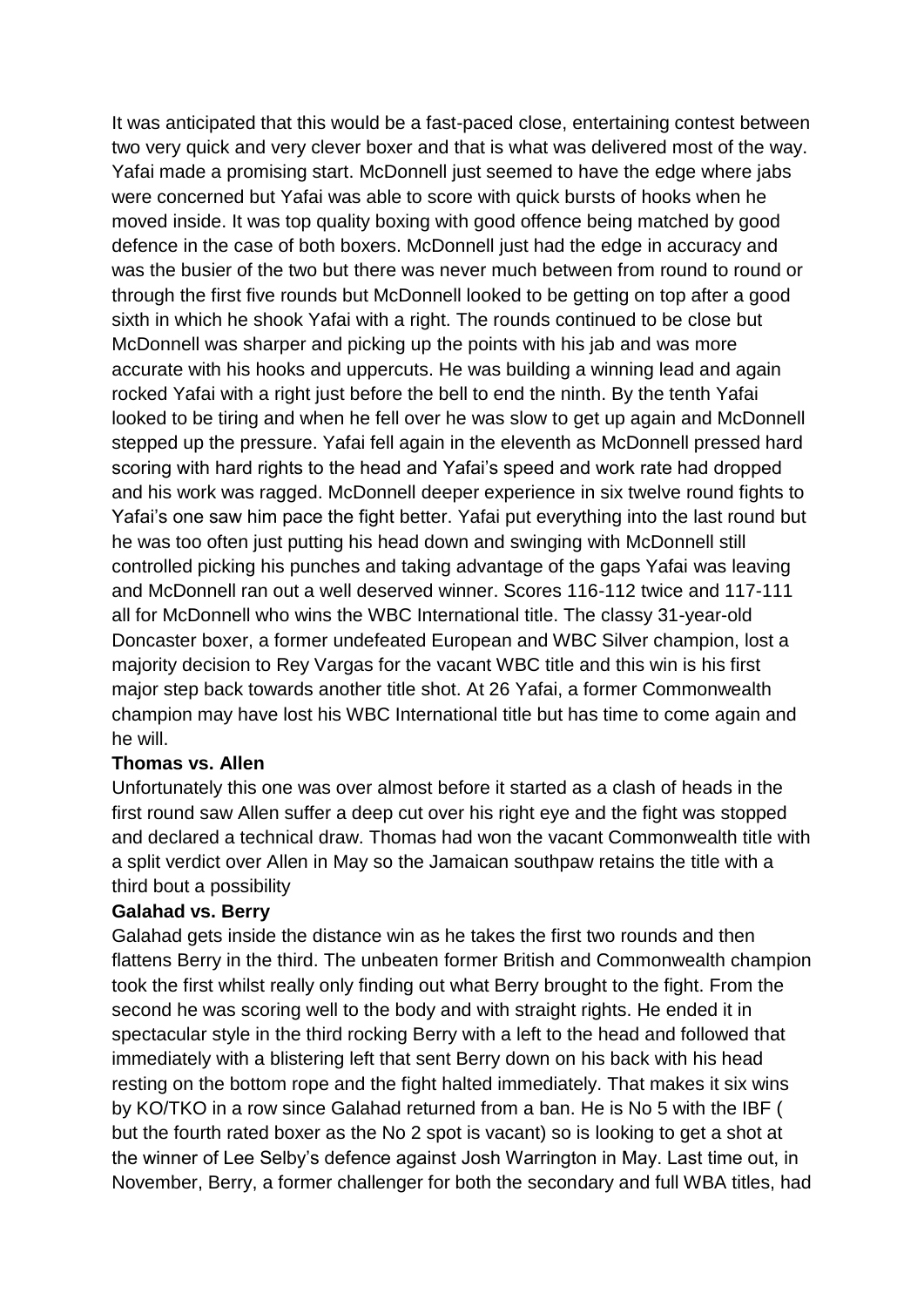It was anticipated that this would be a fast-paced close, entertaining contest between two very quick and very clever boxer and that is what was delivered most of the way. Yafai made a promising start. McDonnell just seemed to have the edge where jabs were concerned but Yafai was able to score with quick bursts of hooks when he moved inside. It was top quality boxing with good offence being matched by good defence in the case of both boxers. McDonnell just had the edge in accuracy and was the busier of the two but there was never much between from round to round or through the first five rounds but McDonnell looked to be getting on top after a good sixth in which he shook Yafai with a right. The rounds continued to be close but McDonnell was sharper and picking up the points with his jab and was more accurate with his hooks and uppercuts. He was building a winning lead and again rocked Yafai with a right just before the bell to end the ninth. By the tenth Yafai looked to be tiring and when he fell over he was slow to get up again and McDonnell stepped up the pressure. Yafai fell again in the eleventh as McDonnell pressed hard scoring with hard rights to the head and Yafai's speed and work rate had dropped and his work was ragged. McDonnell deeper experience in six twelve round fights to Yafai's one saw him pace the fight better. Yafai put everything into the last round but he was too often just putting his head down and swinging with McDonnell still controlled picking his punches and taking advantage of the gaps Yafai was leaving and McDonnell ran out a well deserved winner. Scores 116-112 twice and 117-111 all for McDonnell who wins the WBC International title. The classy 31-year-old Doncaster boxer, a former undefeated European and WBC Silver champion, lost a majority decision to Rey Vargas for the vacant WBC title and this win is his first major step back towards another title shot. At 26 Yafai, a former Commonwealth champion may have lost his WBC International title but has time to come again and he will.

**Thomas vs. Allen**

Unfortunately this one was over almost before it started as a clash of heads in the first round saw Allen suffer a deep cut over his right eye and the fight was stopped and declared a technical draw. Thomas had won the vacant Commonwealth title with a split verdict over Allen in May so the Jamaican southpaw retains the title with a third bout a possibility

**Galahad vs. Berry**

Galahad gets inside the distance win as he takes the first two rounds and then flattens Berry in the third. The unbeaten former British and Commonwealth champion took the first whilst really only finding out what Berry brought to the fight. From the second he was scoring well to the body and with straight rights. He ended it in spectacular style in the third rocking Berry with a left to the head and followed that immediately with a blistering left that sent Berry down on his back with his head resting on the bottom rope and the fight halted immediately. That makes it six wins by KO/TKO in a row since Galahad returned from a ban. He is No 5 with the IBF ( but the fourth rated boxer as the No 2 spot is vacant) so is looking to get a shot at the winner of Lee Selby's defence against Josh Warrington in May. Last time out, in November, Berry, a former challenger for both the secondary and full WBA titles, had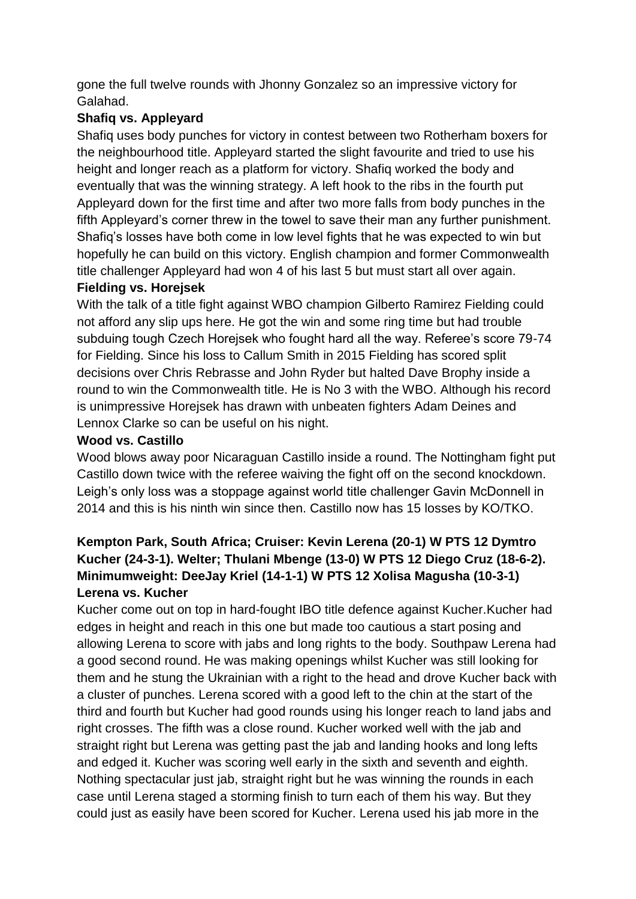gone the full twelve rounds with Jhonny Gonzalez so an impressive victory for Galahad.

**Shafiq vs. Appleyard**

Shafiq uses body punches for victory in contest between two Rotherham boxers for the neighbourhood title. Appleyard started the slight favourite and tried to use his height and longer reach as a platform for victory. Shafiq worked the body and eventually that was the winning strategy. A left hook to the ribs in the fourth put Appleyard down for the first time and after two more falls from body punches in the fifth Appleyard's corner threw in the towel to save their man any further punishment. Shafiq's losses have both come in low level fights that he was expected to win but hopefully he can build on this victory. English champion and former Commonwealth title challenger Appleyard had won 4 of his last 5 but must start all over again.

**Fielding vs. Horejsek**

With the talk of a title fight against WBO champion Gilberto Ramirez Fielding could not afford any slip ups here. He got the win and some ring time but had trouble subduing tough Czech Horejsek who fought hard all the way. Referee's score 79-74 for Fielding. Since his loss to Callum Smith in 2015 Fielding has scored split decisions over Chris Rebrasse and John Ryder but halted Dave Brophy inside a round to win the Commonwealth title. He is No 3 with the WBO. Although his record is unimpressive Horejsek has drawn with unbeaten fighters Adam Deines and Lennox Clarke so can be useful on his night.

**Wood vs. Castillo**

Wood blows away poor Nicaraguan Castillo inside a round. The Nottingham fight put Castillo down twice with the referee waiving the fight off on the second knockdown. Leigh's only loss was a stoppage against world title challenger Gavin McDonnell in 2014 and this is his ninth win since then. Castillo now has 15 losses by KO/TKO.

**Kempton Park, South Africa; Cruiser: Kevin Lerena (20-1) W PTS 12 Dymtro Kucher (24-3-1). Welter; Thulani Mbenge (13-0) W PTS 12 Diego Cruz (18-6-2). Minimumweight: DeeJay Kriel (14-1-1) W PTS 12 Xolisa Magusha (10-3-1)**

**Lerena vs. Kucher**

Kucher come out on top in hard-fought IBO title defence against Kucher.Kucher had edges in height and reach in this one but made too cautious a start posing and allowing Lerena to score with jabs and long rights to the body. Southpaw Lerena had a good second round. He was making openings whilst Kucher was still looking for them and he stung the Ukrainian with a right to the head and drove Kucher back with a cluster of punches. Lerena scored with a good left to the chin at the start of the third and fourth but Kucher had good rounds using his longer reach to land jabs and right crosses. The fifth was a close round. Kucher worked well with the jab and straight right but Lerena was getting past the jab and landing hooks and long lefts and edged it. Kucher was scoring well early in the sixth and seventh and eighth. Nothing spectacular just jab, straight right but he was winning the rounds in each case until Lerena staged a storming finish to turn each of them his way. But they could just as easily have been scored for Kucher. Lerena used his jab more in the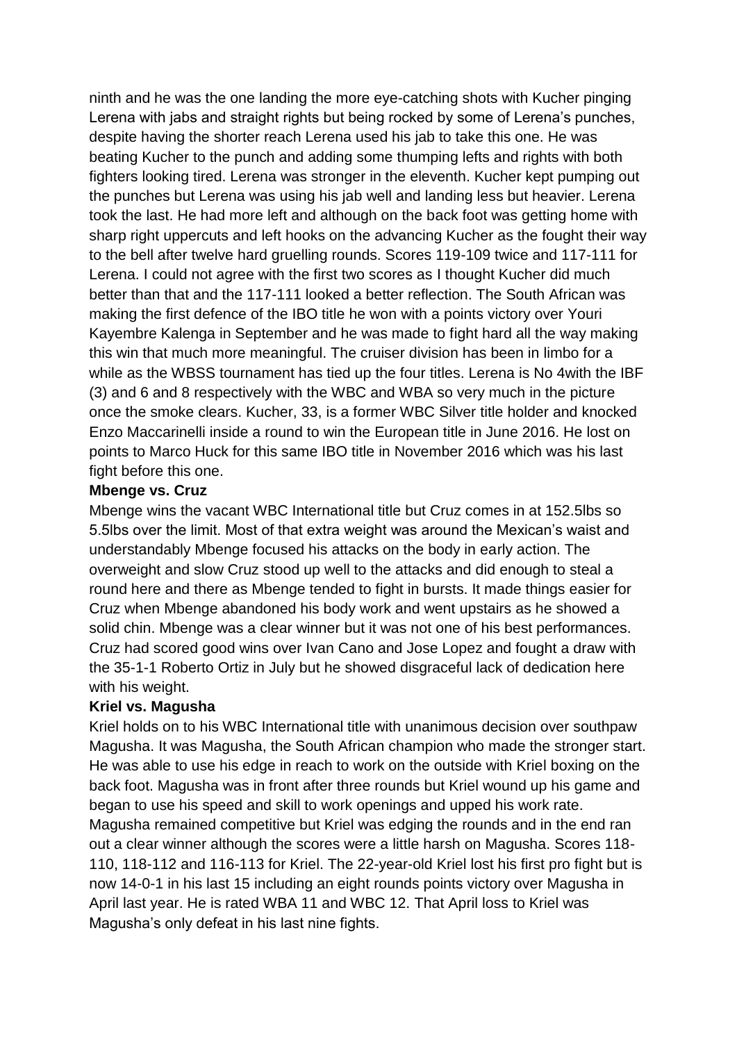ninth and he was the one landing the more eye-catching shots with Kucher pinging Lerena with jabs and straight rights but being rocked by some of Lerena's punches, despite having the shorter reach Lerena used his jab to take this one. He was beating Kucher to the punch and adding some thumping lefts and rights with both fighters looking tired. Lerena was stronger in the eleventh. Kucher kept pumping out the punches but Lerena was using his jab well and landing less but heavier. Lerena took the last. He had more left and although on the back foot was getting home with sharp right uppercuts and left hooks on the advancing Kucher as the fought their way to the bell after twelve hard gruelling rounds. Scores 119-109 twice and 117-111 for Lerena. I could not agree with the first two scores as I thought Kucher did much better than that and the 117-111 looked a better reflection. The South African was making the first defence of the IBO title he won with a points victory over Youri Kayembre Kalenga in September and he was made to fight hard all the way making this win that much more meaningful. The cruiser division has been in limbo for a while as the WBSS tournament has tied up the four titles. Lerena is No 4with the IBF (3) and 6 and 8 respectively with the WBC and WBA so very much in the picture once the smoke clears. Kucher, 33, is a former WBC Silver title holder and knocked Enzo Maccarinelli inside a round to win the European title in June 2016. He lost on points to Marco Huck for this same IBO title in November 2016 which was his last fight before this one.

**Mbenge vs. Cruz**

Mbenge wins the vacant WBC International title but Cruz comes in at 152.5lbs so 5.5lbs over the limit. Most of that extra weight was around the Mexican's waist and understandably Mbenge focused his attacks on the body in early action. The overweight and slow Cruz stood up well to the attacks and did enough to steal a round here and there as Mbenge tended to fight in bursts. It made things easier for Cruz when Mbenge abandoned his body work and went upstairs as he showed a solid chin. Mbenge was a clear winner but it was not one of his best performances. Cruz had scored good wins over Ivan Cano and Jose Lopez and fought a draw with the 35-1-1 Roberto Ortiz in July but he showed disgraceful lack of dedication here with his weight.

**Kriel vs. Magusha**

Kriel holds on to his WBC International title with unanimous decision over southpaw Magusha. It was Magusha, the South African champion who made the stronger start. He was able to use his edge in reach to work on the outside with Kriel boxing on the back foot. Magusha was in front after three rounds but Kriel wound up his game and began to use his speed and skill to work openings and upped his work rate. Magusha remained competitive but Kriel was edging the rounds and in the end ran out a clear winner although the scores were a little harsh on Magusha. Scores 118-110, 118-112 and 116-113 for Kriel. The 22-year-old Kriel lost his first pro fight but is now 14-0-1 in his last 15 including an eight rounds points victory over Magusha in April last year. He is rated WBA 11 and WBC 12. That April loss to Kriel was Magusha's only defeat in his last nine fights.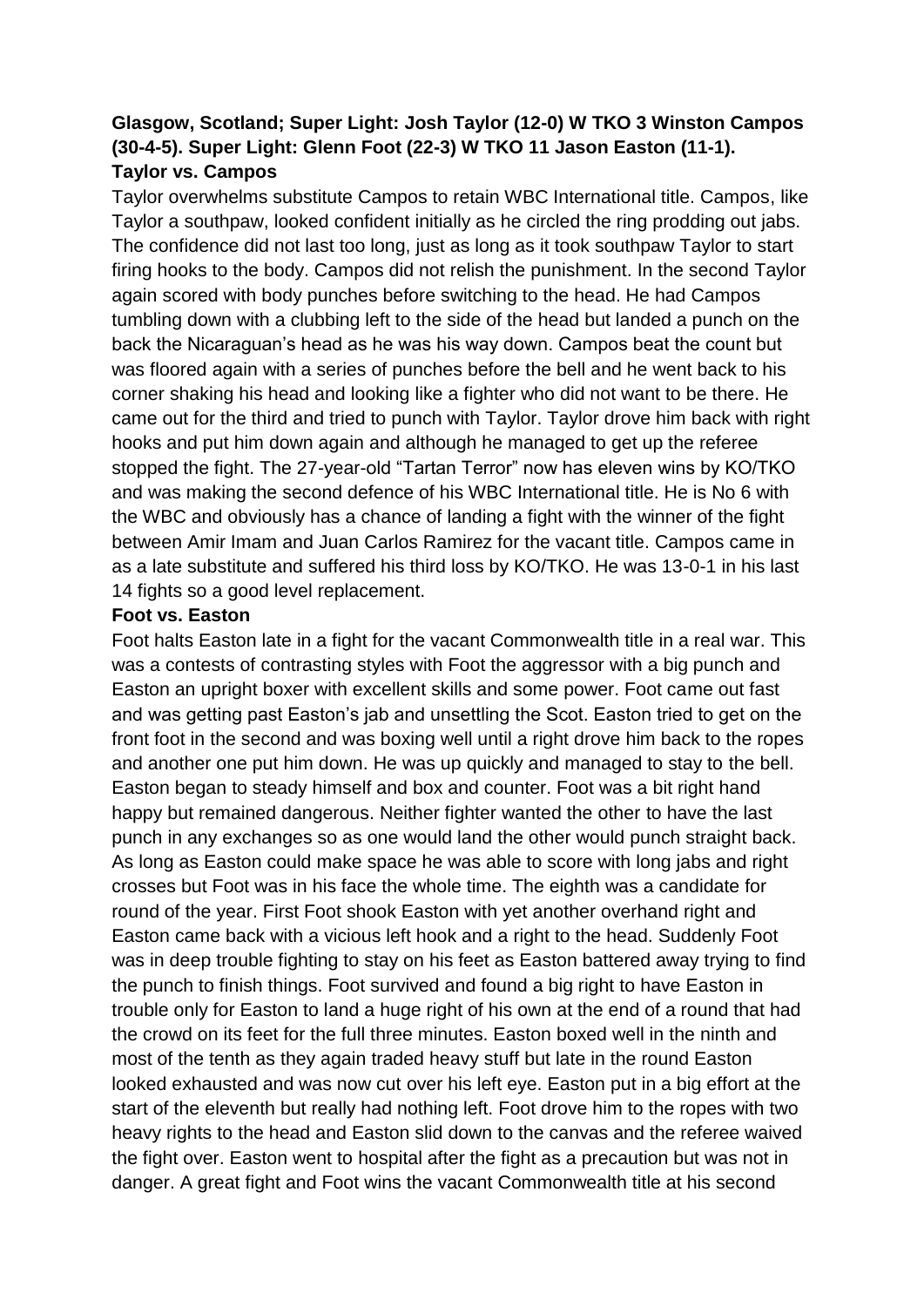**Glasgow, Scotland; Super Light: Josh Taylor (12-0) W TKO 3 Winston Campos (30-4-5). Super Light: Glenn Foot (22-3) W TKO 11 Jason Easton (11-1).**

**Taylor vs. Campos**

Taylor overwhelms substitute Campos to retain WBC International title. Campos, like Taylor a southpaw, looked confident initially as he circled the ring prodding out jabs. The confidence did not last too long, just as long as it took southpaw Taylor to start firing hooks to the body. Campos did not relish the punishment. In the second Taylor again scored with body punches before switching to the head. He had Campos tumbling down with a clubbing left to the side of the head but landed a punch on the back the Nicaraguan's head as he was his way down. Campos beat the count but was floored again with a series of punches before the bell and he went back to his corner shaking his head and looking like a fighter who did not want to be there. He came out for the third and tried to punch with Taylor. Taylor drove him back with right hooks and put him down again and although he managed to get up the referee stopped the fight. The 27-year-old "Tartan Terror" now has eleven wins by KO/TKO and was making the second defence of his WBC International title. He is No 6 with the WBC and obviously has a chance of landing a fight with the winner of the fight between Amir Imam and Juan Carlos Ramirez for the vacant title. Campos came in as a late substitute and suffered his third loss by KO/TKO. He was 13-0-1 in his last 14 fights so a good level replacement.

**Foot vs. Easton**

Foot halts Easton late in a fight for the vacant Commonwealth title in a real war. This was a contests of contrasting styles with Foot the aggressor with a big punch and Easton an upright boxer with excellent skills and some power. Foot came out fast and was getting past Easton's jab and unsettling the Scot. Easton tried to get on the front foot in the second and was boxing well until a right drove him back to the ropes and another one put him down. He was up quickly and managed to stay to the bell. Easton began to steady himself and box and counter. Foot was a bit right hand happy but remained dangerous. Neither fighter wanted the other to have the last punch in any exchanges so as one would land the other would punch straight back. As long as Easton could make space he was able to score with long jabs and right crosses but Foot was in his face the whole time. The eighth was a candidate for round of the year. First Foot shook Easton with yet another overhand right and Easton came back with a vicious left hook and a right to the head. Suddenly Foot was in deep trouble fighting to stay on his feet as Easton battered away trying to find the punch to finish things. Foot survived and found a big right to have Easton in trouble only for Easton to land a huge right of his own at the end of a round that had the crowd on its feet for the full three minutes. Easton boxed well in the ninth and most of the tenth as they again traded heavy stuff but late in the round Easton looked exhausted and was now cut over his left eye. Easton put in a big effort at the start of the eleventh but really had nothing left. Foot drove him to the ropes with two heavy rights to the head and Easton slid down to the canvas and the referee waived the fight over. Easton went to hospital after the fight as a precaution but was not in danger. A great fight and Foot wins the vacant Commonwealth title at his second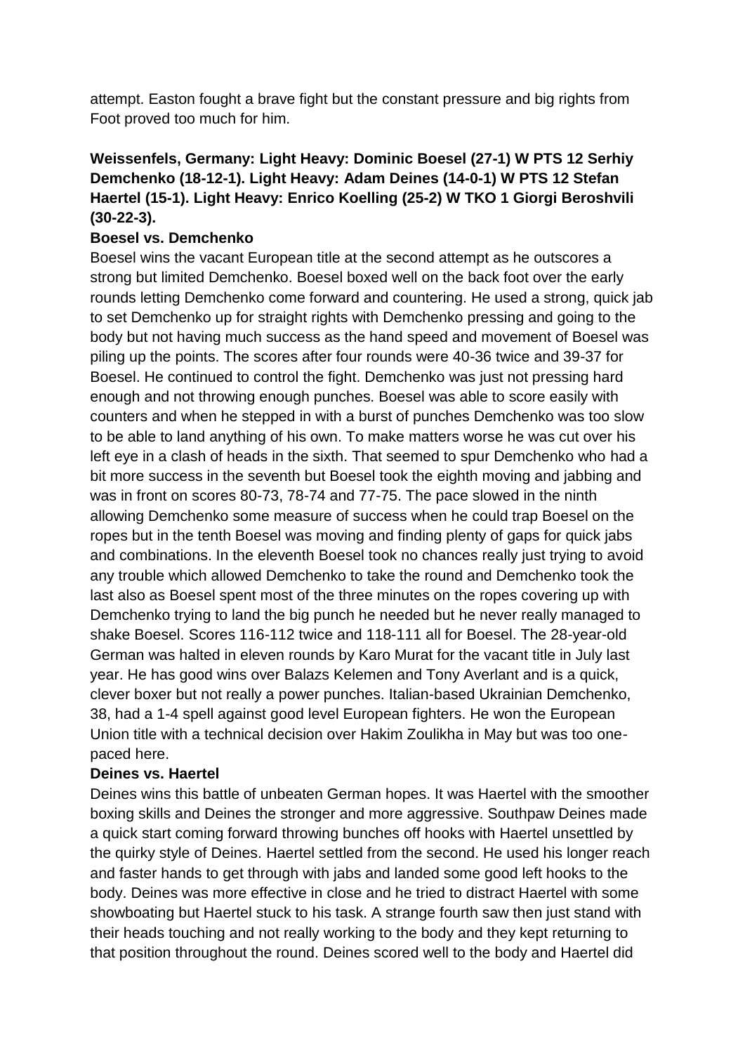attempt. Easton fought a brave fight but the constant pressure and big rights from Foot proved too much for him.

**Weissenfels, Germany: Light Heavy: Dominic Boesel (27-1) W PTS 12 Serhiy Demchenko (18-12-1). Light Heavy: Adam Deines (14-0-1) W PTS 12 Stefan Haertel (15-1). Light Heavy: Enrico Koelling (25-2) W TKO 1 Giorgi Beroshvili (30-22-3).**

**Boesel vs. Demchenko**

Boesel wins the vacant European title at the second attempt as he outscores a strong but limited Demchenko. Boesel boxed well on the back foot over the early rounds letting Demchenko come forward and countering. He used a strong, quick jab to set Demchenko up for straight rights with Demchenko pressing and going to the body but not having much success as the hand speed and movement of Boesel was piling up the points. The scores after four rounds were 40-36 twice and 39-37 for Boesel. He continued to control the fight. Demchenko was just not pressing hard enough and not throwing enough punches. Boesel was able to score easily with counters and when he stepped in with a burst of punches Demchenko was too slow to be able to land anything of his own. To make matters worse he was cut over his left eye in a clash of heads in the sixth. That seemed to spur Demchenko who had a bit more success in the seventh but Boesel took the eighth moving and jabbing and was in front on scores 80-73, 78-74 and 77-75. The pace slowed in the ninth allowing Demchenko some measure of success when he could trap Boesel on the ropes but in the tenth Boesel was moving and finding plenty of gaps for quick jabs and combinations. In the eleventh Boesel took no chances really just trying to avoid any trouble which allowed Demchenko to take the round and Demchenko took the last also as Boesel spent most of the three minutes on the ropes covering up with Demchenko trying to land the big punch he needed but he never really managed to shake Boesel. Scores 116-112 twice and 118-111 all for Boesel. The 28-year-old German was halted in eleven rounds by Karo Murat for the vacant title in July last year. He has good wins over Balazs Kelemen and Tony Averlant and is a quick, clever boxer but not really a power punches. Italian-based Ukrainian Demchenko, 38, had a 1-4 spell against good level European fighters. He won the European Union title with a technical decision over Hakim Zoulikha in May but was too one-paced here.

**Deines vs. Haertel**

Deines wins this battle of unbeaten German hopes. It was Haertel with the smoother boxing skills and Deines the stronger and more aggressive. Southpaw Deines made a quick start coming forward throwing bunches off hooks with Haertel unsettled by the quirky style of Deines. Haertel settled from the second. He used his longer reach and faster hands to get through with jabs and landed some good left hooks to the body. Deines was more effective in close and he tried to distract Haertel with some showboating but Haertel stuck to his task. A strange fourth saw then just stand with their heads touching and not really working to the body and they kept returning to that position throughout the round. Deines scored well to the body and Haertel did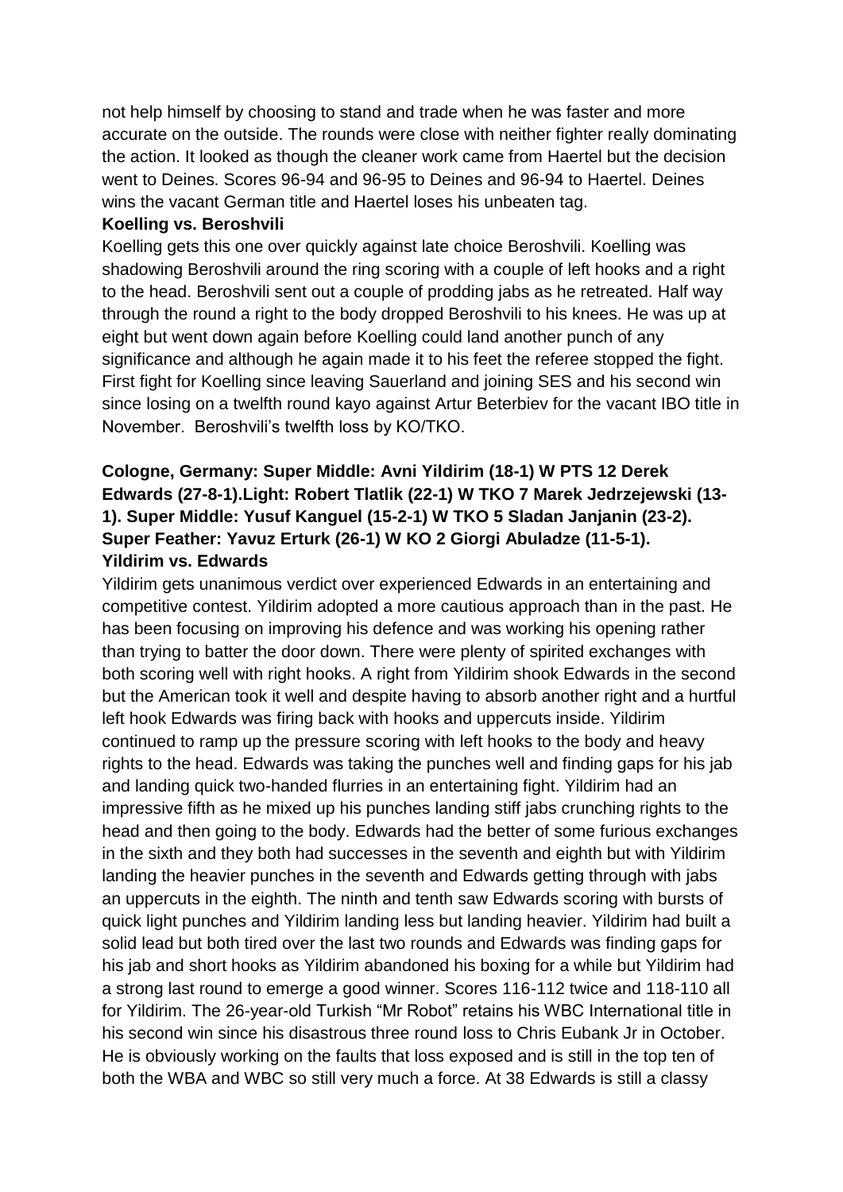not help himself by choosing to stand and trade when he was faster and more accurate on the outside. The rounds were close with neither fighter really dominating the action. It looked as though the cleaner work came from Haertel but the decision went to Deines. Scores 96-94 and 96-95 to Deines and 96-94 to Haertel. Deines wins the vacant German title and Haertel loses his unbeaten tag.

**Koelling vs. Beroshvili**

Koelling gets this one over quickly against late choice Beroshvili. Koelling was shadowing Beroshvili around the ring scoring with a couple of left hooks and a right to the head. Beroshvili sent out a couple of prodding jabs as he retreated. Half way through the round a right to the body dropped Beroshvili to his knees. He was up at eight but went down again before Koelling could land another punch of any significance and although he again made it to his feet the referee stopped the fight. First fight for Koelling since leaving Sauerland and joining SES and his second win since losing on a twelfth round kayo against Artur Beterbiev for the vacant IBO title in November. Beroshvili's twelfth loss by KO/TKO.

**Cologne, Germany: Super Middle: Avni Yildirim (18-1) W PTS 12 Derek Edwards (27-8-1).Light: Robert Tlatlik (22-1) W TKO 7 Marek Jedrzejewski (13-1). Super Middle: Yusuf Kanguel (15-2-1) W TKO 5 Sladan Janjanin (23-2). Super Feather: Yavuz Erturk (26-1) W KO 2 Giorgi Abuladze (11-5-1).**

**Yildirim vs. Edwards**

Yildirim gets unanimous verdict over experienced Edwards in an entertaining and competitive contest. Yildirim adopted a more cautious approach than in the past. He has been focusing on improving his defence and was working his opening rather than trying to batter the door down. There were plenty of spirited exchanges with both scoring well with right hooks. A right from Yildirim shook Edwards in the second but the American took it well and despite having to absorb another right and a hurtful left hook Edwards was firing back with hooks and uppercuts inside. Yildirim continued to ramp up the pressure scoring with left hooks to the body and heavy rights to the head. Edwards was taking the punches well and finding gaps for his jab and landing quick two-handed flurries in an entertaining fight. Yildirim had an impressive fifth as he mixed up his punches landing stiff jabs crunching rights to the head and then going to the body. Edwards had the better of some furious exchanges in the sixth and they both had successes in the seventh and eighth but with Yildirim landing the heavier punches in the seventh and Edwards getting through with jabs an uppercuts in the eighth. The ninth and tenth saw Edwards scoring with bursts of quick light punches and Yildirim landing less but landing heavier. Yildirim had built a solid lead but both tired over the last two rounds and Edwards was finding gaps for his jab and short hooks as Yildirim abandoned his boxing for a while but Yildirim had a strong last round to emerge a good winner. Scores 116-112 twice and 118-110 all for Yildirim. The 26-year-old Turkish "Mr Robot" retains his WBC International title in his second win since his disastrous three round loss to Chris Eubank Jr in October. He is obviously working on the faults that loss exposed and is still in the top ten of both the WBA and WBC so still very much a force. At 38 Edwards is still a classy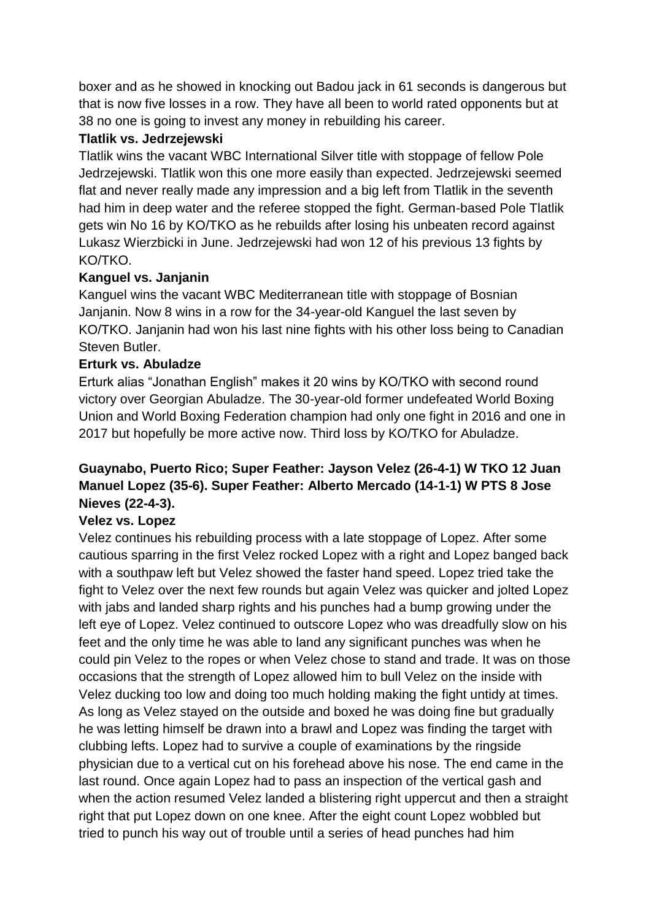boxer and as he showed in knocking out Badou jack in 61 seconds is dangerous but that is now five losses in a row. They have all been to world rated opponents but at 38 no one is going to invest any money in rebuilding his career.

**Tlatlik vs. Jedrzejewski**

Tlatlik wins the vacant WBC International Silver title with stoppage of fellow Pole Jedrzejewski. Tlatlik won this one more easily than expected. Jedrzejewski seemed flat and never really made any impression and a big left from Tlatlik in the seventh had him in deep water and the referee stopped the fight. German-based Pole Tlatlik gets win No 16 by KO/TKO as he rebuilds after losing his unbeaten record against Lukasz Wierzbicki in June. Jedrzejewski had won 12 of his previous 13 fights by KO/TKO.

**Kanguel vs. Janjanin**

Kanguel wins the vacant WBC Mediterranean title with stoppage of Bosnian Janjanin. Now 8 wins in a row for the 34-year-old Kanguel the last seven by KO/TKO. Janjanin had won his last nine fights with his other loss being to Canadian Steven Butler.

**Erturk vs. Abuladze**

Erturk alias "Jonathan English" makes it 20 wins by KO/TKO with second round victory over Georgian Abuladze. The 30-year-old former undefeated World Boxing Union and World Boxing Federation champion had only one fight in 2016 and one in 2017 but hopefully be more active now. Third loss by KO/TKO for Abuladze.

**Guaynabo, Puerto Rico; Super Feather: Jayson Velez (26-4-1) W TKO 12 Juan Manuel Lopez (35-6). Super Feather: Alberto Mercado (14-1-1) W PTS 8 Jose Nieves (22-4-3).**

**Velez vs. Lopez**

Velez continues his rebuilding process with a late stoppage of Lopez. After some cautious sparring in the first Velez rocked Lopez with a right and Lopez banged back with a southpaw left but Velez showed the faster hand speed. Lopez tried take the fight to Velez over the next few rounds but again Velez was quicker and jolted Lopez with jabs and landed sharp rights and his punches had a bump growing under the left eye of Lopez. Velez continued to outscore Lopez who was dreadfully slow on his feet and the only time he was able to land any significant punches was when he could pin Velez to the ropes or when Velez chose to stand and trade. It was on those occasions that the strength of Lopez allowed him to bull Velez on the inside with Velez ducking too low and doing too much holding making the fight untidy at times. As long as Velez stayed on the outside and boxed he was doing fine but gradually he was letting himself be drawn into a brawl and Lopez was finding the target with clubbing lefts. Lopez had to survive a couple of examinations by the ringside physician due to a vertical cut on his forehead above his nose. The end came in the last round. Once again Lopez had to pass an inspection of the vertical gash and when the action resumed Velez landed a blistering right uppercut and then a straight right that put Lopez down on one knee. After the eight count Lopez wobbled but tried to punch his way out of trouble until a series of head punches had him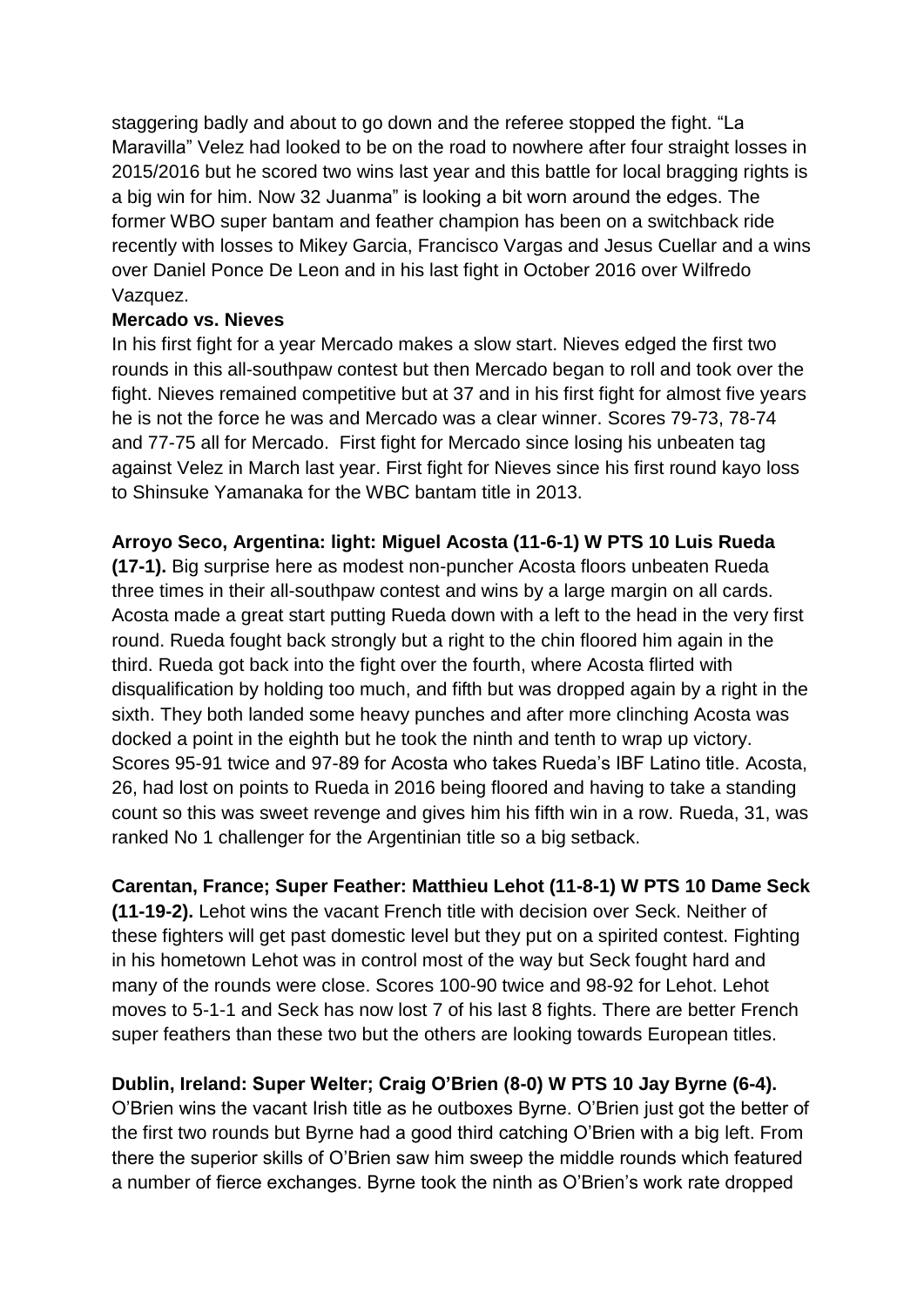staggering badly and about to go down and the referee stopped the fight. "La Maravilla" Velez had looked to be on the road to nowhere after four straight losses in 2015/2016 but he scored two wins last year and this battle for local bragging rights is a big win for him. Now 32 Juanma" is looking a bit worn around the edges. The former WBO super bantam and feather champion has been on a switchback ride recently with losses to Mikey Garcia, Francisco Vargas and Jesus Cuellar and a wins over Daniel Ponce De Leon and in his last fight in October 2016 over Wilfredo Vazquez.

**Mercado vs. Nieves**

In his first fight for a year Mercado makes a slow start. Nieves edged the first two rounds in this all-southpaw contest but then Mercado began to roll and took over the fight. Nieves remained competitive but at 37 and in his first fight for almost five years he is not the force he was and Mercado was a clear winner. Scores 79-73, 78-74 and 77-75 all for Mercado. First fight for Mercado since losing his unbeaten tag against Velez in March last year. First fight for Nieves since his first round kayo loss to Shinsuke Yamanaka for the WBC bantam title in 2013.

**Arroyo Seco, Argentina: light: Miguel Acosta (11-6-1) W PTS 10 Luis Rueda (17-1).** Big surprise here as modest non-puncher Acosta floors unbeaten Rueda three times in their all-southpaw contest and wins by a large margin on all cards. Acosta made a great start putting Rueda down with a left to the head in the very first round. Rueda fought back strongly but a right to the chin floored him again in the third. Rueda got back into the fight over the fourth, where Acosta flirted with disqualification by holding too much, and fifth but was dropped again by a right in the sixth. They both landed some heavy punches and after more clinching Acosta was docked a point in the eighth but he took the ninth and tenth to wrap up victory. Scores 95-91 twice and 97-89 for Acosta who takes Rueda's IBF Latino title. Acosta, 26, had lost on points to Rueda in 2016 being floored and having to take a standing count so this was sweet revenge and gives him his fifth win in a row. Rueda, 31, was ranked No 1 challenger for the Argentinian title so a big setback.

**Carentan, France; Super Feather: Matthieu Lehot (11-8-1) W PTS 10 Dame Seck (11-19-2).** Lehot wins the vacant French title with decision over Seck. Neither of these fighters will get past domestic level but they put on a spirited contest. Fighting in his hometown Lehot was in control most of the way but Seck fought hard and many of the rounds were close. Scores 100-90 twice and 98-92 for Lehot. Lehot moves to 5-1-1 and Seck has now lost 7 of his last 8 fights. There are better French super feathers than these two but the others are looking towards European titles.

**Dublin, Ireland: Super Welter; Craig O'Brien (8-0) W PTS 10 Jay Byrne (6-4).** O'Brien wins the vacant Irish title as he outboxes Byrne. O'Brien just got the better of the first two rounds but Byrne had a good third catching O'Brien with a big left. From there the superior skills of O'Brien saw him sweep the middle rounds which featured a number of fierce exchanges. Byrne took the ninth as O'Brien's work rate dropped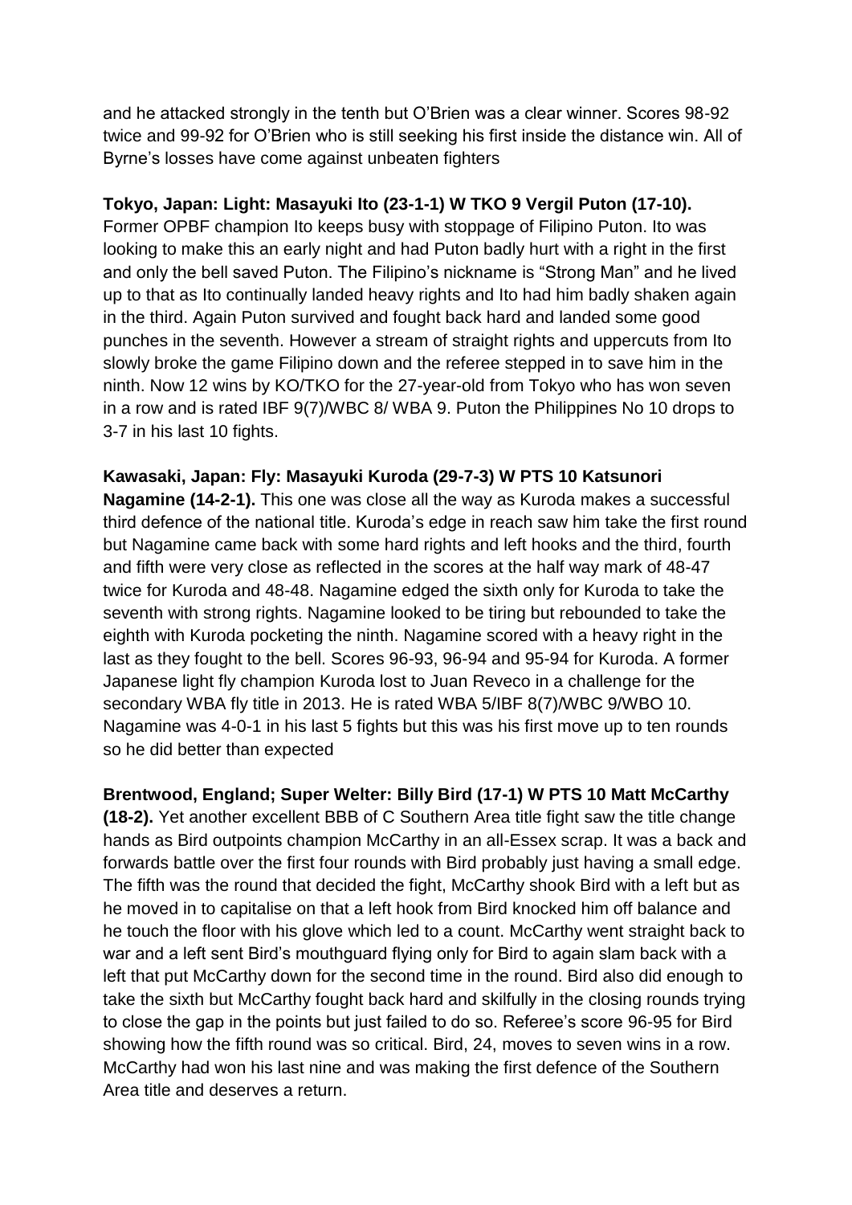and he attacked strongly in the tenth but O'Brien was a clear winner. Scores 98-92 twice and 99-92 for O'Brien who is still seeking his first inside the distance win. All of Byrne's losses have come against unbeaten fighters

**Tokyo, Japan: Light: Masayuki Ito (23-1-1) W TKO 9 Vergil Puton (17-10).** Former OPBF champion Ito keeps busy with stoppage of Filipino Puton. Ito was looking to make this an early night and had Puton badly hurt with a right in the first and only the bell saved Puton. The Filipino's nickname is "Strong Man" and he lived up to that as Ito continually landed heavy rights and Ito had him badly shaken again in the third. Again Puton survived and fought back hard and landed some good punches in the seventh. However a stream of straight rights and uppercuts from Ito slowly broke the game Filipino down and the referee stepped in to save him in the ninth. Now 12 wins by KO/TKO for the 27-year-old from Tokyo who has won seven in a row and is rated IBF 9(7)/WBC 8/ WBA 9. Puton the Philippines No 10 drops to 3-7 in his last 10 fights.

**Kawasaki, Japan: Fly: Masayuki Kuroda (29-7-3) W PTS 10 Katsunori Nagamine (14-2-1).** This one was close all the way as Kuroda makes a successful third defence of the national title. Kuroda's edge in reach saw him take the first round but Nagamine came back with some hard rights and left hooks and the third, fourth and fifth were very close as reflected in the scores at the half way mark of 48-47 twice for Kuroda and 48-48. Nagamine edged the sixth only for Kuroda to take the seventh with strong rights. Nagamine looked to be tiring but rebounded to take the eighth with Kuroda pocketing the ninth. Nagamine scored with a heavy right in the last as they fought to the bell. Scores 96-93, 96-94 and 95-94 for Kuroda. A former Japanese light fly champion Kuroda lost to Juan Reveco in a challenge for the secondary WBA fly title in 2013. He is rated WBA 5/IBF 8(7)/WBC 9/WBO 10. Nagamine was 4-0-1 in his last 5 fights but this was his first move up to ten rounds so he did better than expected

**Brentwood, England; Super Welter: Billy Bird (17-1) W PTS 10 Matt McCarthy (18-2).** Yet another excellent BBB of C Southern Area title fight saw the title change hands as Bird outpoints champion McCarthy in an all-Essex scrap. It was a back and forwards battle over the first four rounds with Bird probably just having a small edge. The fifth was the round that decided the fight, McCarthy shook Bird with a left but as he moved in to capitalise on that a left hook from Bird knocked him off balance and he touch the floor with his glove which led to a count. McCarthy went straight back to war and a left sent Bird's mouthguard flying only for Bird to again slam back with a left that put McCarthy down for the second time in the round. Bird also did enough to take the sixth but McCarthy fought back hard and skilfully in the closing rounds trying to close the gap in the points but just failed to do so. Referee's score 96-95 for Bird showing how the fifth round was so critical. Bird, 24, moves to seven wins in a row. McCarthy had won his last nine and was making the first defence of the Southern Area title and deserves a return.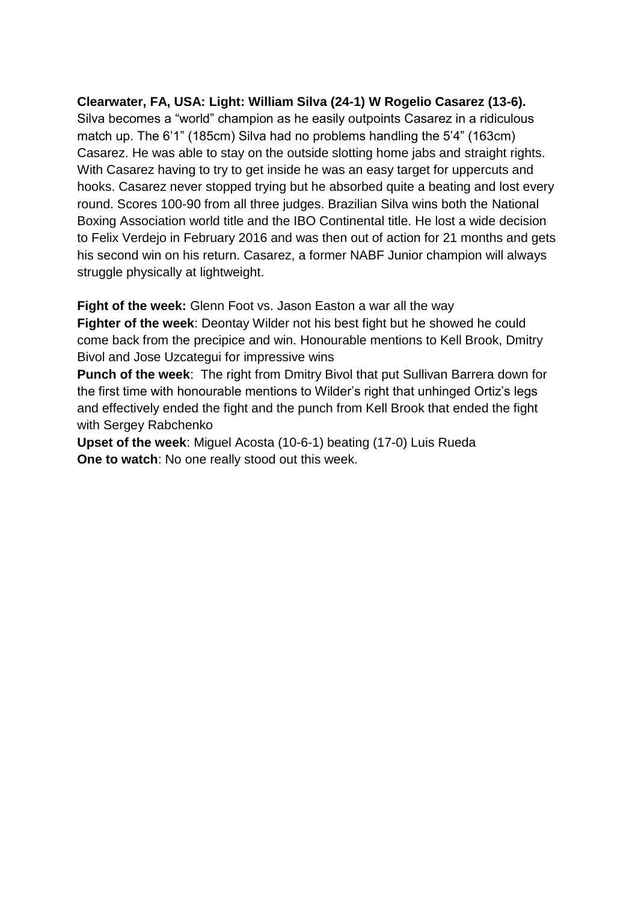**Clearwater, FA, USA: Light: William Silva (24-1) W Rogelio Casarez (13-6).**
Silva becomes a "world" champion as he easily outpoints Casarez in a ridiculous match up. The 6'1" (185cm) Silva had no problems handling the 5'4" (163cm) Casarez. He was able to stay on the outside slotting home jabs and straight rights. With Casarez having to try to get inside he was an easy target for uppercuts and hooks. Casarez never stopped trying but he absorbed quite a beating and lost every round. Scores 100-90 from all three judges. Brazilian Silva wins both the National Boxing Association world title and the IBO Continental title. He lost a wide decision to Felix Verdejo in February 2016 and was then out of action for 21 months and gets his second win on his return. Casarez, a former NABF Junior champion will always struggle physically at lightweight.

**Fight of the week:** Glenn Foot vs. Jason Easton a war all the way
**Fighter of the week**: Deontay Wilder not his best fight but he showed he could come back from the precipice and win. Honourable mentions to Kell Brook, Dmitry Bivol and Jose Uzcategui for impressive wins
**Punch of the week**: The right from Dmitry Bivol that put Sullivan Barrera down for the first time with honourable mentions to Wilder's right that unhinged Ortiz's legs and effectively ended the fight and the punch from Kell Brook that ended the fight with Sergey Rabchenko
**Upset of the week**: Miguel Acosta (10-6-1) beating (17-0) Luis Rueda
**One to watch**: No one really stood out this week.